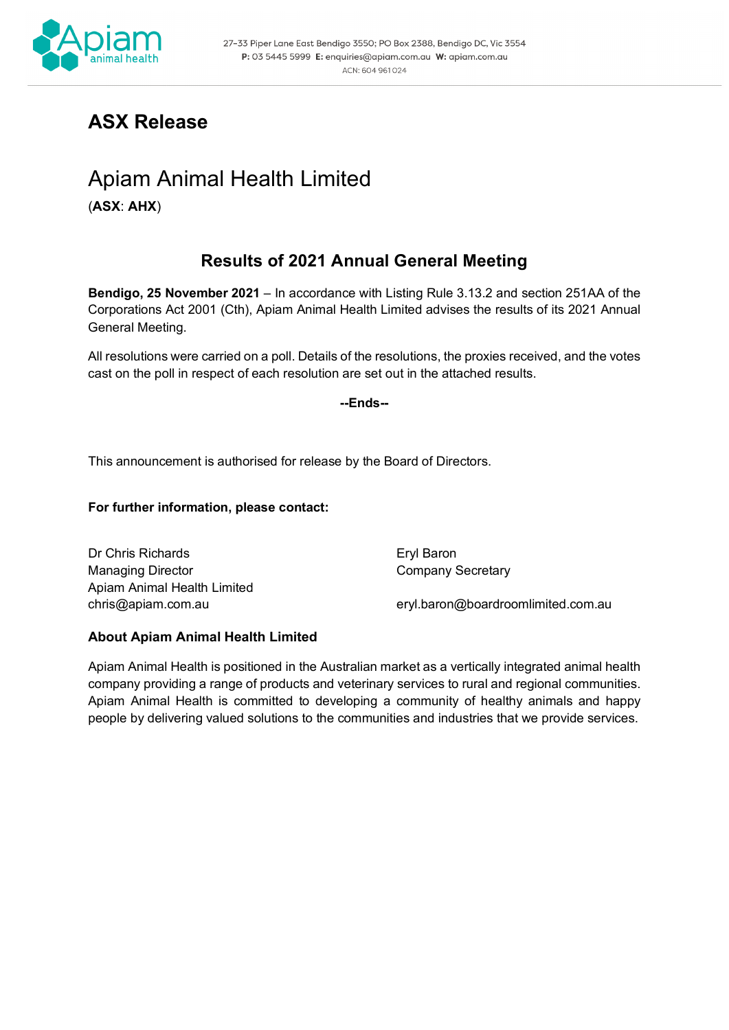27–33 Piper Lane East Bendigo 3550; PO Box 2388, Bendigo DC, Vic 3554
**P:** 03 5445 5999 **E:** enquiries@apiam.com.au **W:** apiam.com.au
ACN: 604 961 024

# ASX Release

## Apiam Animal Health Limited

(**ASX**: **AHX**)

### Results of 2021 Annual General Meeting

**Bendigo, 25 November 2021** – In accordance with Listing Rule 3.13.2 and section 251AA of the Corporations Act 2001 (Cth), Apiam Animal Health Limited advises the results of its 2021 Annual General Meeting.

All resolutions were carried on a poll. Details of the resolutions, the proxies received, and the votes cast on the poll in respect of each resolution are set out in the attached results.

**--Ends--**

This announcement is authorised for release by the Board of Directors.

**For further information, please contact:**

Dr Chris Richards
Managing Director
Apiam Animal Health Limited
chris@apiam.com.au

Eryl Baron
Company Secretary
eryl.baron@boardroomlimited.com.au

**About Apiam Animal Health Limited**

Apiam Animal Health is positioned in the Australian market as a vertically integrated animal health company providing a range of products and veterinary services to rural and regional communities. Apiam Animal Health is committed to developing a community of healthy animals and happy people by delivering valued solutions to the communities and industries that we provide services.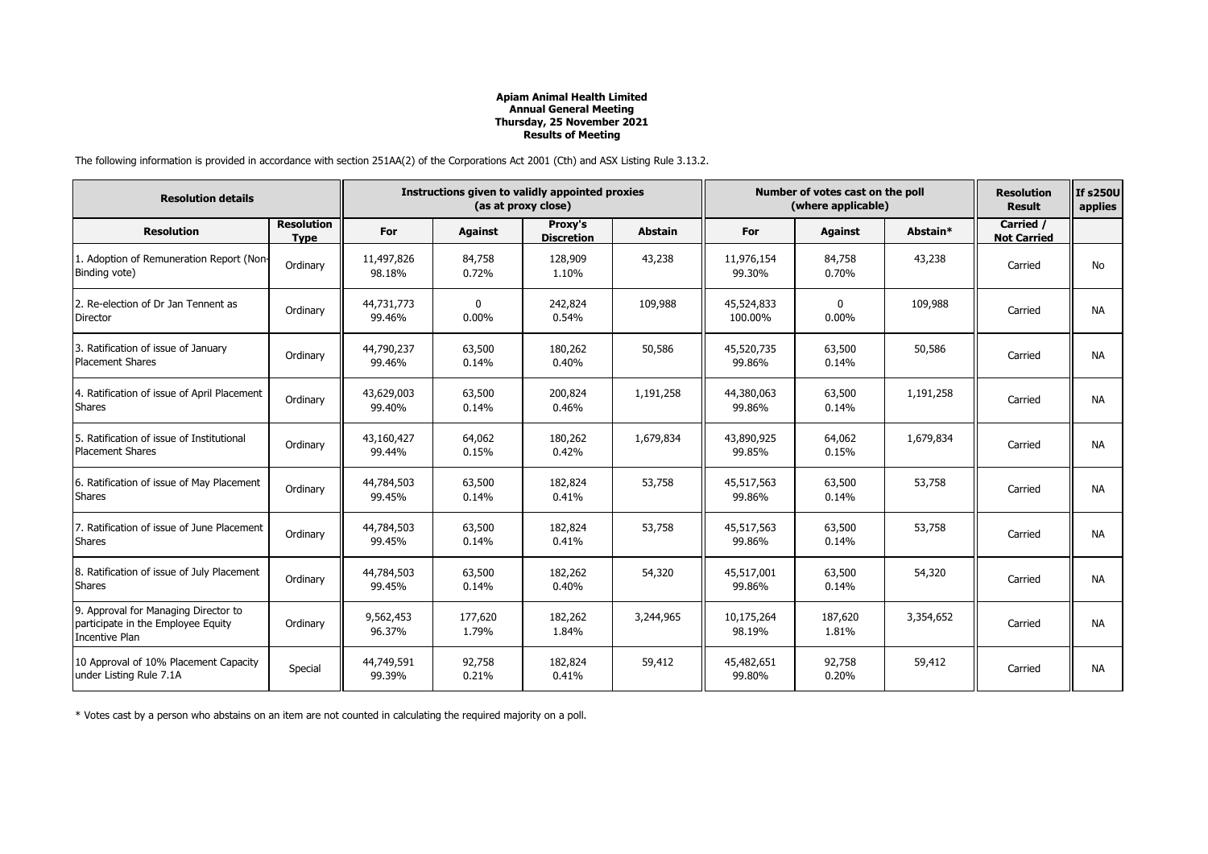**Apiam Animal Health Limited**
**Annual General Meeting**
**Thursday, 25 November 2021**
**Results of Meeting**

The following information is provided in accordance with section 251AA(2) of the Corporations Act 2001 (Cth) and ASX Listing Rule 3.13.2.

| Resolution details | | Instructions given to validly appointed proxies (as at proxy close) | | | | Number of votes cast on the poll (where applicable) | | | Resolution Result | If s250U applies |
|---|---|---|---|---|---|---|---|---|---|---|
| **Resolution** | **Resolution Type** | **For** | **Against** | **Proxy's Discretion** | **Abstain** | **For** | **Against** | **Abstain*** | **Carried / Not Carried** | |
| 1. Adoption of Remuneration Report (Non-Binding vote) | Ordinary | 11,497,826 98.18% | 84,758 0.72% | 128,909 1.10% | 43,238 | 11,976,154 99.30% | 84,758 0.70% | 43,238 | Carried | No |
| 2. Re-election of Dr Jan Tennent as Director | Ordinary | 44,731,773 99.46% | 0 0.00% | 242,824 0.54% | 109,988 | 45,524,833 100.00% | 0 0.00% | 109,988 | Carried | NA |
| 3. Ratification of issue of January Placement Shares | Ordinary | 44,790,237 99.46% | 63,500 0.14% | 180,262 0.40% | 50,586 | 45,520,735 99.86% | 63,500 0.14% | 50,586 | Carried | NA |
| 4. Ratification of issue of April Placement Shares | Ordinary | 43,629,003 99.40% | 63,500 0.14% | 200,824 0.46% | 1,191,258 | 44,380,063 99.86% | 63,500 0.14% | 1,191,258 | Carried | NA |
| 5. Ratification of issue of Institutional Placement Shares | Ordinary | 43,160,427 99.44% | 64,062 0.15% | 180,262 0.42% | 1,679,834 | 43,890,925 99.85% | 64,062 0.15% | 1,679,834 | Carried | NA |
| 6. Ratification of issue of May Placement Shares | Ordinary | 44,784,503 99.45% | 63,500 0.14% | 182,824 0.41% | 53,758 | 45,517,563 99.86% | 63,500 0.14% | 53,758 | Carried | NA |
| 7. Ratification of issue of June Placement Shares | Ordinary | 44,784,503 99.45% | 63,500 0.14% | 182,824 0.41% | 53,758 | 45,517,563 99.86% | 63,500 0.14% | 53,758 | Carried | NA |
| 8. Ratification of issue of July Placement Shares | Ordinary | 44,784,503 99.45% | 63,500 0.14% | 182,262 0.40% | 54,320 | 45,517,001 99.86% | 63,500 0.14% | 54,320 | Carried | NA |
| 9. Approval for Managing Director to participate in the Employee Equity Incentive Plan | Ordinary | 9,562,453 96.37% | 177,620 1.79% | 182,262 1.84% | 3,244,965 | 10,175,264 98.19% | 187,620 1.81% | 3,354,652 | Carried | NA |
| 10 Approval of 10% Placement Capacity under Listing Rule 7.1A | Special | 44,749,591 99.39% | 92,758 0.21% | 182,824 0.41% | 59,412 | 45,482,651 99.80% | 92,758 0.20% | 59,412 | Carried | NA |

\* Votes cast by a person who abstains on an item are not counted in calculating the required majority on a poll.